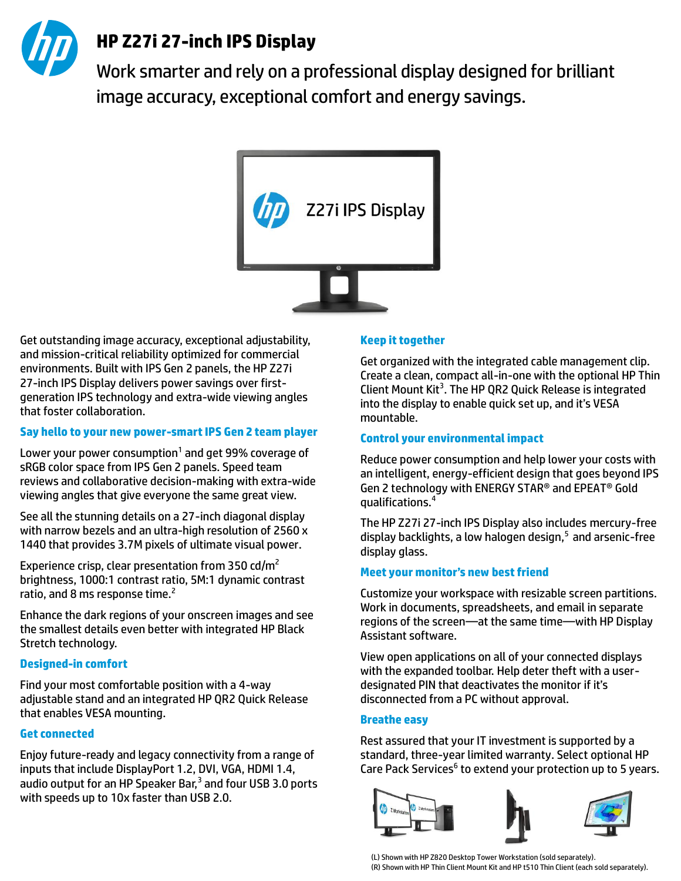# HP Z27i 27-inch IPS Display

Work smarter and rely on a professional display designed for brilliant image accuracy, exceptional comfort and energy savings.

Get outstanding image accuracy, exceptional adjustability, and mission-critical reliability optimized for commercial environments. Built with IPS Gen 2 panels, the HP Z27i 27-inch IPS Display delivers power savings over first-generation IPS technology and extra-wide viewing angles that foster collaboration.

### Say hello to your new power-smart IPS Gen 2 team player

Lower your power consumption[1] and get 99% coverage of sRGB color space from IPS Gen 2 panels. Speed team reviews and collaborative decision-making with extra-wide viewing angles that give everyone the same great view.

See all the stunning details on a 27-inch diagonal display with narrow bezels and an ultra-high resolution of 2560 x 1440 that provides 3.7M pixels of ultimate visual power.

Experience crisp, clear presentation from 350 cd/$m^2$ brightness, 1000:1 contrast ratio, 5M:1 dynamic contrast ratio, and 8 ms response time.[2]

Enhance the dark regions of your onscreen images and see the smallest details even better with integrated HP Black Stretch technology.

### Designed-in comfort

Find your most comfortable position with a 4-way adjustable stand and an integrated HP QR2 Quick Release that enables VESA mounting.

### Get connected

Enjoy future-ready and legacy connectivity from a range of inputs that include DisplayPort 1.2, DVI, VGA, HDMI 1.4, audio output for an HP Speaker Bar,[3] and four USB 3.0 ports with speeds up to 10x faster than USB 2.0.

### Keep it together

Get organized with the integrated cable management clip. Create a clean, compact all-in-one with the optional HP Thin Client Mount Kit[3]. The HP QR2 Quick Release is integrated into the display to enable quick set up, and it's VESA mountable.

### Control your environmental impact

Reduce power consumption and help lower your costs with an intelligent, energy-efficient design that goes beyond IPS Gen 2 technology with ENERGY STAR® and EPEAT® Gold qualifications.[4]

The HP Z27i 27-inch IPS Display also includes mercury-free display backlights, a low halogen design,[5] and arsenic-free display glass.

### Meet your monitor's new best friend

Customize your workspace with resizable screen partitions. Work in documents, spreadsheets, and email in separate regions of the screen—at the same time—with HP Display Assistant software.

View open applications on all of your connected displays with the expanded toolbar. Help deter theft with a user-designated PIN that deactivates the monitor if it's disconnected from a PC without approval.

### Breathe easy

Rest assured that your IT investment is supported by a standard, three-year limited warranty. Select optional HP Care Pack Services[6] to extend your protection up to 5 years.

(L) Shown with HP Z820 Desktop Tower Workstation (sold separately).
(R) Shown with HP Thin Client Mount Kit and HP t510 Thin Client (each sold separately).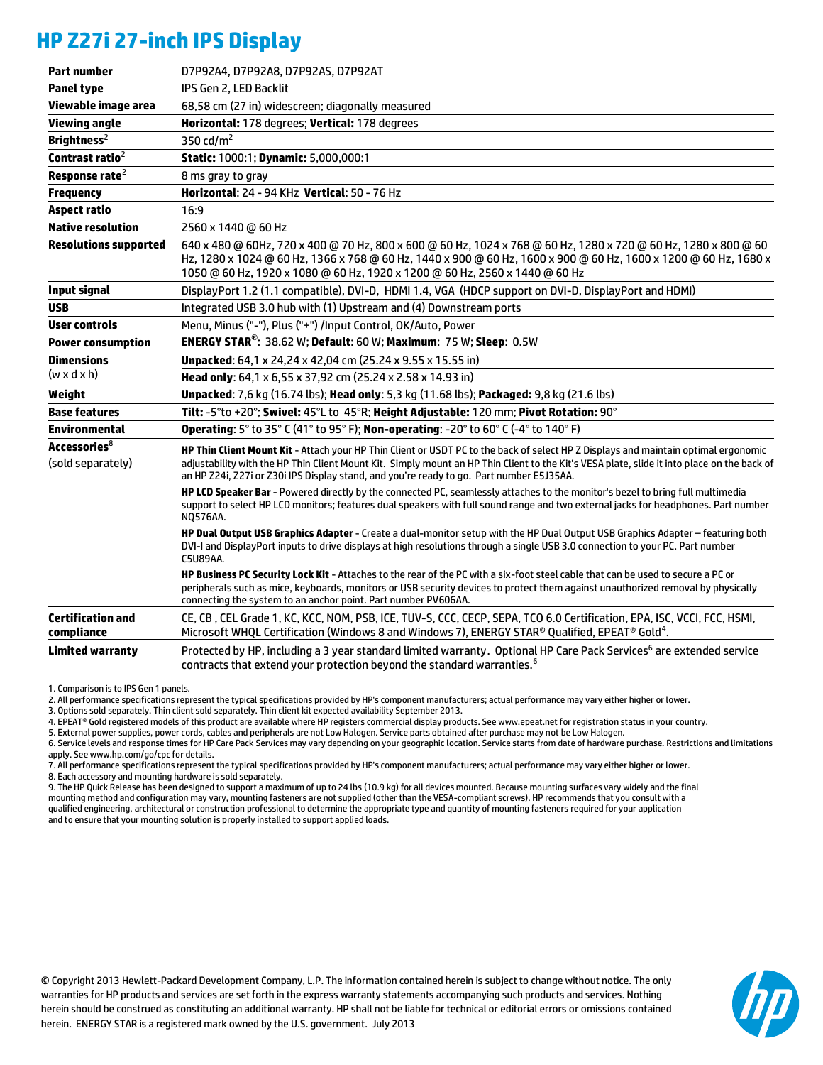# HP Z27i 27-inch IPS Display

| | |
|---|---|
| **Part number** | D7P92A4, D7P92A8, D7P92AS, D7P92AT |
| **Panel type** | IPS Gen 2, LED Backlit |
| **Viewable image area** | 68,58 cm (27 in) widescreen; diagonally measured |
| **Viewing angle** | **Horizontal:** 178 degrees; **Vertical:** 178 degrees |
| **Brightness**[2] | 350 cd/m$^2$ |
| **Contrast ratio**[2] | **Static:** 1000:1; **Dynamic:** 5,000,000:1 |
| **Response rate**[2] | 8 ms gray to gray |
| **Frequency** | **Horizontal**: 24 - 94 KHz **Vertical**: 50 - 76 Hz |
| **Aspect ratio** | 16:9 |
| **Native resolution** | 2560 x 1440 @ 60 Hz |
| **Resolutions supported** | 640 x 480 @ 60Hz, 720 x 400 @ 70 Hz, 800 x 600 @ 60 Hz, 1024 x 768 @ 60 Hz, 1280 x 720 @ 60 Hz, 1280 x 800 @ 60 Hz, 1280 x 1024 @ 60 Hz, 1366 x 768 @ 60 Hz, 1440 x 900 @ 60 Hz, 1600 x 900 @ 60 Hz, 1600 x 1200 @ 60 Hz, 1680 x 1050 @ 60 Hz, 1920 x 1080 @ 60 Hz, 1920 x 1200 @ 60 Hz, 2560 x 1440 @ 60 Hz |
| **Input signal** | DisplayPort 1.2 (1.1 compatible), DVI-D, HDMI 1.4, VGA (HDCP support on DVI-D, DisplayPort and HDMI) |
| **USB** | Integrated USB 3.0 hub with (1) Upstream and (4) Downstream ports |
| **User controls** | Menu, Minus ("-"), Plus ("+") /Input Control, OK/Auto, Power |
| **Power consumption** | **ENERGY STAR®**: 38.62 W; **Default**: 60 W; **Maximum**: 75 W; **Sleep**: 0.5W |
| **Dimensions** (w x d x h) | **Unpacked**: 64,1 x 24,24 x 42,04 cm (25.24 x 9.55 x 15.55 in)<br>**Head only**: 64,1 x 6,55 x 37,92 cm (25.24 x 2.58 x 14.93 in) |
| **Weight** | **Unpacked**: 7,6 kg (16.74 lbs); **Head only**: 5,3 kg (11.68 lbs); **Packaged:** 9,8 kg (21.6 lbs) |
| **Base features** | **Tilt:** -5°to +20°; **Swivel:** 45°L to 45°R; **Height Adjustable:** 120 mm; **Pivot Rotation:** 90° |
| **Environmental** | **Operating**: 5° to 35° C (41° to 95° F); **Non-operating**: -20° to 60° C (-4° to 140° F) |
| **Accessories**[8] (sold separately) | **HP Thin Client Mount Kit** - Attach your HP Thin Client or USDT PC to the back of select HP Z Displays and maintain optimal ergonomic adjustability with the HP Thin Client Mount Kit. Simply mount an HP Thin Client to the Kit's VESA plate, slide it into place on the back of an HP Z24i, Z27i or Z30i IPS Display stand, and you're ready to go. Part number E5J35AA.<br>**HP LCD Speaker Bar** - Powered directly by the connected PC, seamlessly attaches to the monitor's bezel to bring full multimedia support to select HP LCD monitors; features dual speakers with full sound range and two external jacks for headphones. Part number NQ576AA.<br>**HP Dual Output USB Graphics Adapter** - Create a dual-monitor setup with the HP Dual Output USB Graphics Adapter – featuring both DVI-I and DisplayPort inputs to drive displays at high resolutions through a single USB 3.0 connection to your PC. Part number C5U89AA.<br>**HP Business PC Security Lock Kit** - Attaches to the rear of the PC with a six-foot steel cable that can be used to secure a PC or peripherals such as mice, keyboards, monitors or USB security devices to protect them against unauthorized removal by physically connecting the system to an anchor point. Part number PV606AA. |
| **Certification and compliance** | CE, CB , CEL Grade 1, KC, KCC, NOM, PSB, ICE, TUV-S, CCC, CECP, SEPA, TCO 6.0 Certification, EPA, ISC, VCCI, FCC, HSMI, Microsoft WHQL Certification (Windows 8 and Windows 7), ENERGY STAR® Qualified, EPEAT® Gold[4]. |
| **Limited warranty** | Protected by HP, including a 3 year standard limited warranty. Optional HP Care Pack Services[6] are extended service contracts that extend your protection beyond the standard warranties.[6] |

1. Comparison is to IPS Gen 1 panels.
2. All performance specifications represent the typical specifications provided by HP's component manufacturers; actual performance may vary either higher or lower.
3. Options sold separately. Thin client sold separately. Thin client kit expected availability September 2013.
4. EPEAT® Gold registered models of this product are available where HP registers commercial display products. See www.epeat.net for registration status in your country.
5. External power supplies, power cords, cables and peripherals are not Low Halogen. Service parts obtained after purchase may not be Low Halogen.
6. Service levels and response times for HP Care Pack Services may vary depending on your geographic location. Service starts from date of hardware purchase. Restrictions and limitations apply. See www.hp.com/go/cpc for details.
7. All performance specifications represent the typical specifications provided by HP's component manufacturers; actual performance may vary either higher or lower.
8. Each accessory and mounting hardware is sold separately.
9. The HP Quick Release has been designed to support a maximum of up to 24 lbs (10.9 kg) for all devices mounted. Because mounting surfaces vary widely and the final mounting method and configuration may vary, mounting fasteners are not supplied (other than the VESA-compliant screws). HP recommends that you consult with a qualified engineering, architectural or construction professional to determine the appropriate type and quantity of mounting fasteners required for your application and to ensure that your mounting solution is properly installed to support applied loads.

© Copyright 2013 Hewlett-Packard Development Company, L.P. The information contained herein is subject to change without notice. The only warranties for HP products and services are set forth in the express warranty statements accompanying such products and services. Nothing herein should be construed as constituting an additional warranty. HP shall not be liable for technical or editorial errors or omissions contained herein. ENERGY STAR is a registered mark owned by the U.S. government. July 2013